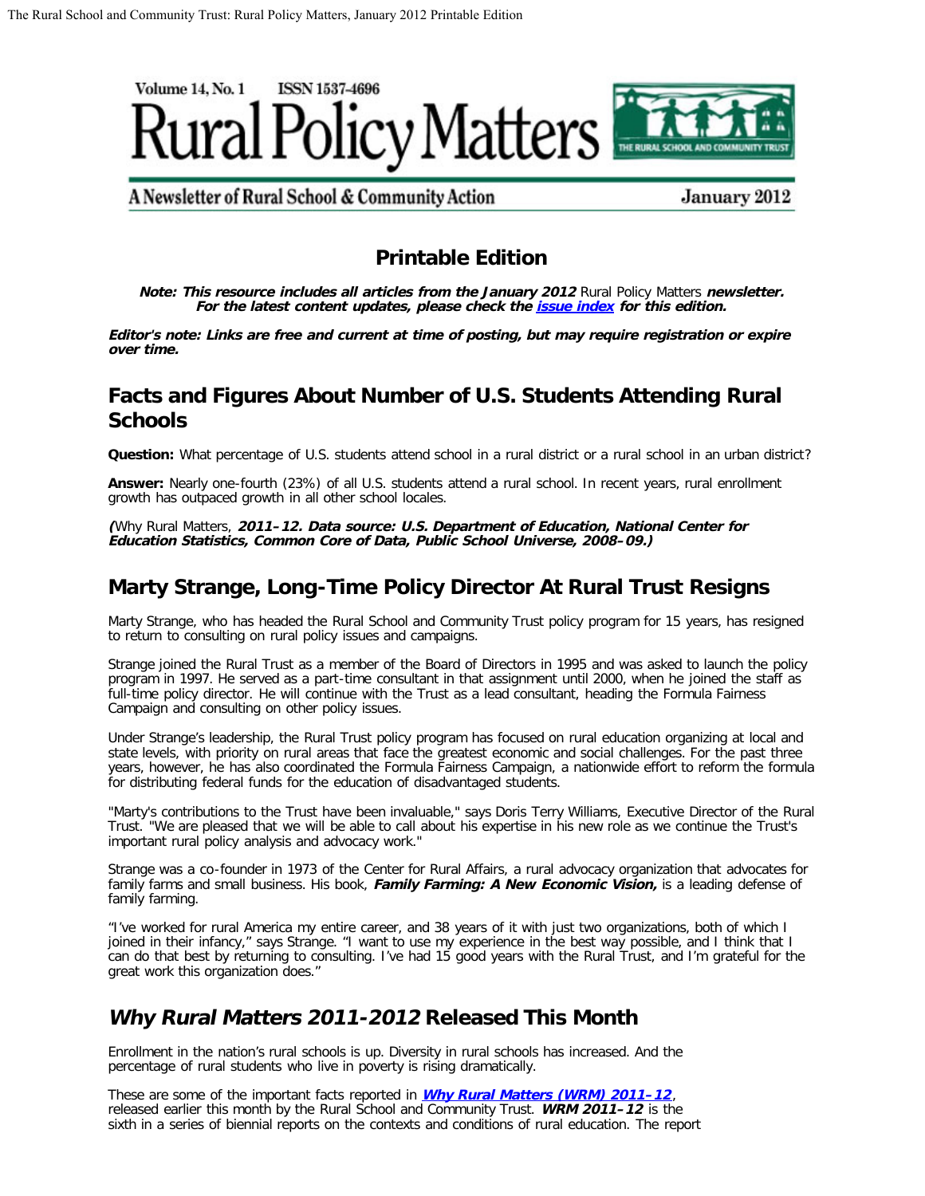Volume 14, No. 1 ISSN 1537-4696

# Rural Policy Matters

A Newsletter of Rural School & Community Action

January 2012

## Printable Edition

***Note: This resource includes all articles from the January 2012** Rural Policy Matters **newsletter. For the latest content updates, please check the [issue index](#) for this edition.***

***Editor's note: Links are free and current at time of posting, but may require registration or expire over time.***

## Facts and Figures About Number of U.S. Students Attending Rural Schools

**Question:** What percentage of U.S. students attend school in a rural district or a rural school in an urban district?

**Answer:** Nearly one-fourth (23%) of all U.S. students attend a rural school. In recent years, rural enrollment growth has outpaced growth in all other school locales.

**(**Why Rural Matters, ***2011–12. Data source: U.S. Department of Education, National Center for Education Statistics, Common Core of Data, Public School Universe, 2008–09.)***

## Marty Strange, Long-Time Policy Director At Rural Trust Resigns

Marty Strange, who has headed the Rural School and Community Trust policy program for 15 years, has resigned to return to consulting on rural policy issues and campaigns.

Strange joined the Rural Trust as a member of the Board of Directors in 1995 and was asked to launch the policy program in 1997. He served as a part-time consultant in that assignment until 2000, when he joined the staff as full-time policy director. He will continue with the Trust as a lead consultant, heading the Formula Fairness Campaign and consulting on other policy issues.

Under Strange's leadership, the Rural Trust policy program has focused on rural education organizing at local and state levels, with priority on rural areas that face the greatest economic and social challenges. For the past three years, however, he has also coordinated the Formula Fairness Campaign, a nationwide effort to reform the formula for distributing federal funds for the education of disadvantaged students.

"Marty's contributions to the Trust have been invaluable," says Doris Terry Williams, Executive Director of the Rural Trust. "We are pleased that we will be able to call about his expertise in his new role as we continue the Trust's important rural policy analysis and advocacy work."

Strange was a co-founder in 1973 of the Center for Rural Affairs, a rural advocacy organization that advocates for family farms and small business. His book, ***Family Farming: A New Economic Vision,*** is a leading defense of family farming.

"I've worked for rural America my entire career, and 38 years of it with just two organizations, both of which I joined in their infancy," says Strange. "I want to use my experience in the best way possible, and I think that I can do that best by returning to consulting. I've had 15 good years with the Rural Trust, and I'm grateful for the great work this organization does."

## *Why Rural Matters 2011-2012* Released This Month

Enrollment in the nation's rural schools is up. Diversity in rural schools has increased. And the percentage of rural students who live in poverty is rising dramatically.

These are some of the important facts reported in ***[Why Rural Matters (WRM) 2011–12](#)***, released earlier this month by the Rural School and Community Trust. ***WRM 2011–12*** is the sixth in a series of biennial reports on the contexts and conditions of rural education. The report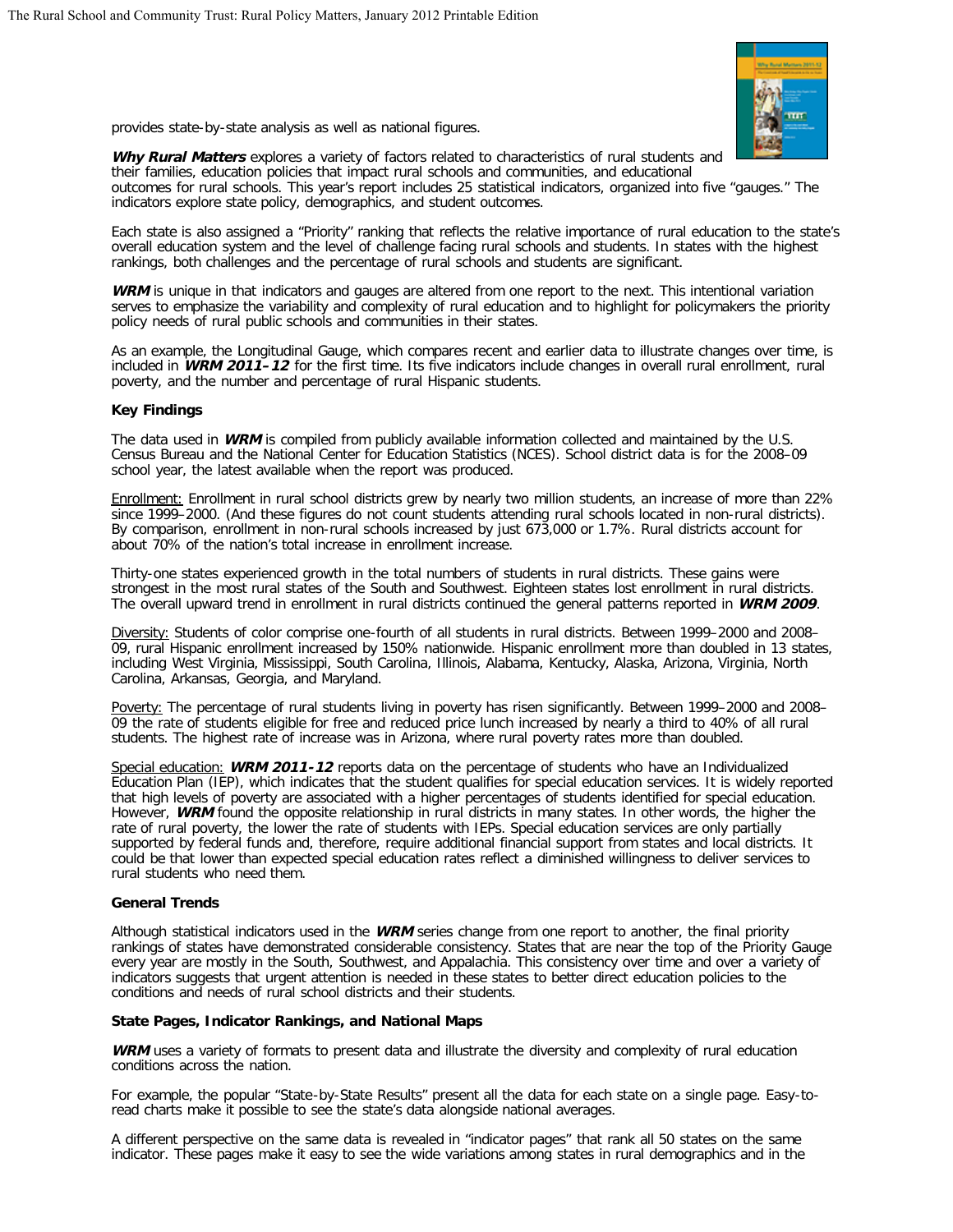provides state-by-state analysis as well as national figures.

***Why Rural Matters*** explores a variety of factors related to characteristics of rural students and their families, education policies that impact rural schools and communities, and educational outcomes for rural schools. This year's report includes 25 statistical indicators, organized into five "gauges." The indicators explore state policy, demographics, and student outcomes.

Each state is also assigned a "Priority" ranking that reflects the relative importance of rural education to the state's overall education system and the level of challenge facing rural schools and students. In states with the highest rankings, both challenges and the percentage of rural schools and students are significant.

***WRM*** is unique in that indicators and gauges are altered from one report to the next. This intentional variation serves to emphasize the variability and complexity of rural education and to highlight for policymakers the priority policy needs of rural public schools and communities in their states.

As an example, the Longitudinal Gauge, which compares recent and earlier data to illustrate changes over time, is included in ***WRM 2011–12*** for the first time. Its five indicators include changes in overall rural enrollment, rural poverty, and the number and percentage of rural Hispanic students.

**Key Findings**

The data used in ***WRM*** is compiled from publicly available information collected and maintained by the U.S. Census Bureau and the National Center for Education Statistics (NCES). School district data is for the 2008–09 school year, the latest available when the report was produced.

Enrollment: Enrollment in rural school districts grew by nearly two million students, an increase of more than 22% since 1999–2000. (And these figures do not count students attending rural schools located in non-rural districts). By comparison, enrollment in non-rural schools increased by just 673,000 or 1.7%. Rural districts account for about 70% of the nation's total increase in enrollment increase.

Thirty-one states experienced growth in the total numbers of students in rural districts. These gains were strongest in the most rural states of the South and Southwest. Eighteen states lost enrollment in rural districts. The overall upward trend in enrollment in rural districts continued the general patterns reported in ***WRM 2009***.

Diversity: Students of color comprise one-fourth of all students in rural districts. Between 1999–2000 and 2008–09, rural Hispanic enrollment increased by 150% nationwide. Hispanic enrollment more than doubled in 13 states, including West Virginia, Mississippi, South Carolina, Illinois, Alabama, Kentucky, Alaska, Arizona, Virginia, North Carolina, Arkansas, Georgia, and Maryland.

Poverty: The percentage of rural students living in poverty has risen significantly. Between 1999–2000 and 2008–09 the rate of students eligible for free and reduced price lunch increased by nearly a third to 40% of all rural students. The highest rate of increase was in Arizona, where rural poverty rates more than doubled.

Special education: ***WRM 2011-12*** reports data on the percentage of students who have an Individualized Education Plan (IEP), which indicates that the student qualifies for special education services. It is widely reported that high levels of poverty are associated with a higher percentages of students identified for special education. However, ***WRM*** found the opposite relationship in rural districts in many states. In other words, the higher the rate of rural poverty, the lower the rate of students with IEPs. Special education services are only partially supported by federal funds and, therefore, require additional financial support from states and local districts. It could be that lower than expected special education rates reflect a diminished willingness to deliver services to rural students who need them.

**General Trends**

Although statistical indicators used in the ***WRM*** series change from one report to another, the final priority rankings of states have demonstrated considerable consistency. States that are near the top of the Priority Gauge every year are mostly in the South, Southwest, and Appalachia. This consistency over time and over a variety of indicators suggests that urgent attention is needed in these states to better direct education policies to the conditions and needs of rural school districts and their students.

**State Pages, Indicator Rankings, and National Maps**

***WRM*** uses a variety of formats to present data and illustrate the diversity and complexity of rural education conditions across the nation.

For example, the popular "State-by-State Results" present all the data for each state on a single page. Easy-to-read charts make it possible to see the state's data alongside national averages.

A different perspective on the same data is revealed in "indicator pages" that rank all 50 states on the same indicator. These pages make it easy to see the wide variations among states in rural demographics and in the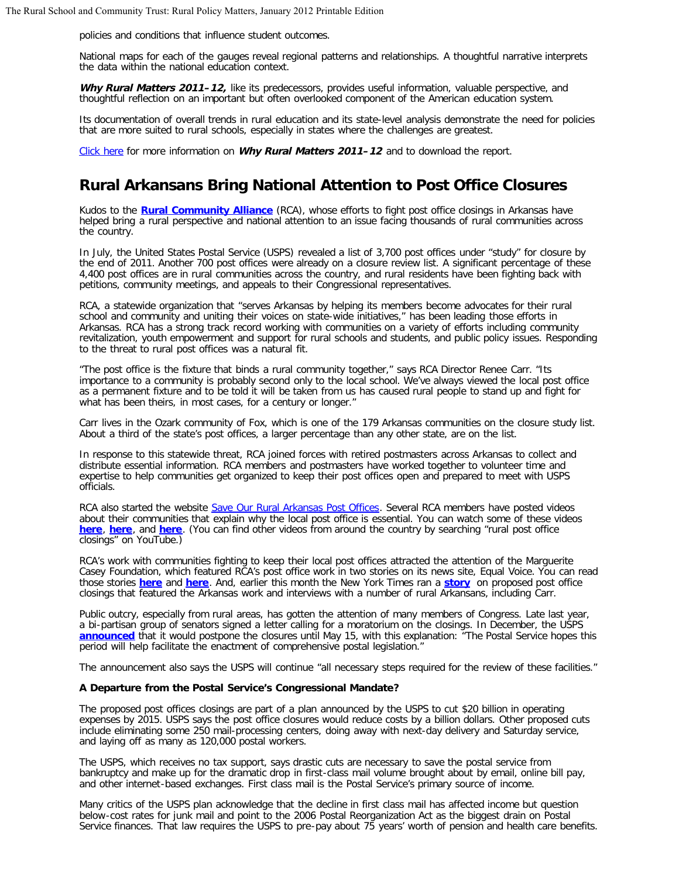policies and conditions that influence student outcomes.

National maps for each of the gauges reveal regional patterns and relationships. A thoughtful narrative interprets the data within the national education context.

***Why Rural Matters 2011–12,*** like its predecessors, provides useful information, valuable perspective, and thoughtful reflection on an important but often overlooked component of the American education system.

Its documentation of overall trends in rural education and its state-level analysis demonstrate the need for policies that are more suited to rural schools, especially in states where the challenges are greatest.

Click here for more information on ***Why Rural Matters 2011–12*** and to download the report.

## Rural Arkansans Bring National Attention to Post Office Closures

Kudos to the **Rural Community Alliance** (RCA), whose efforts to fight post office closings in Arkansas have helped bring a rural perspective and national attention to an issue facing thousands of rural communities across the country.

In July, the United States Postal Service (USPS) revealed a list of 3,700 post offices under "study" for closure by the end of 2011. Another 700 post offices were already on a closure review list. A significant percentage of these 4,400 post offices are in rural communities across the country, and rural residents have been fighting back with petitions, community meetings, and appeals to their Congressional representatives.

RCA, a statewide organization that "serves Arkansas by helping its members become advocates for their rural school and community and uniting their voices on state-wide initiatives," has been leading those efforts in Arkansas. RCA has a strong track record working with communities on a variety of efforts including community revitalization, youth empowerment and support for rural schools and students, and public policy issues. Responding to the threat to rural post offices was a natural fit.

"The post office is the fixture that binds a rural community together," says RCA Director Renee Carr. "Its importance to a community is probably second only to the local school. We've always viewed the local post office as a permanent fixture and to be told it will be taken from us has caused rural people to stand up and fight for what has been theirs, in most cases, for a century or longer."

Carr lives in the Ozark community of Fox, which is one of the 179 Arkansas communities on the closure study list. About a third of the state's post offices, a larger percentage than any other state, are on the list.

In response to this statewide threat, RCA joined forces with retired postmasters across Arkansas to collect and distribute essential information. RCA members and postmasters have worked together to volunteer time and expertise to help communities get organized to keep their post offices open and prepared to meet with USPS officials.

RCA also started the website Save Our Rural Arkansas Post Offices. Several RCA members have posted videos about their communities that explain why the local post office is essential. You can watch some of these videos **here**, **here**, and **here**. (You can find other videos from around the country by searching "rural post office closings" on YouTube.)

RCA's work with communities fighting to keep their local post offices attracted the attention of the Marguerite Casey Foundation, which featured RCA's post office work in two stories on its news site, Equal Voice. You can read those stories **here** and **here**. And, earlier this month the New York Times ran a **story** on proposed post office closings that featured the Arkansas work and interviews with a number of rural Arkansans, including Carr.

Public outcry, especially from rural areas, has gotten the attention of many members of Congress. Late last year, a bi-partisan group of senators signed a letter calling for a moratorium on the closings. In December, the USPS **announced** that it would postpone the closures until May 15, with this explanation: "The Postal Service hopes this period will help facilitate the enactment of comprehensive postal legislation."

The announcement also says the USPS will continue "all necessary steps required for the review of these facilities."

**A Departure from the Postal Service's Congressional Mandate?**

The proposed post offices closings are part of a plan announced by the USPS to cut $20 billion in operating expenses by 2015. USPS says the post office closures would reduce costs by a billion dollars. Other proposed cuts include eliminating some 250 mail-processing centers, doing away with next-day delivery and Saturday service, and laying off as many as 120,000 postal workers.

The USPS, which receives no tax support, says drastic cuts are necessary to save the postal service from bankruptcy and make up for the dramatic drop in first-class mail volume brought about by email, online bill pay, and other internet-based exchanges. First class mail is the Postal Service's primary source of income.

Many critics of the USPS plan acknowledge that the decline in first class mail has affected income but question below-cost rates for junk mail and point to the 2006 Postal Reorganization Act as the biggest drain on Postal Service finances. That law requires the USPS to pre-pay about 75 years' worth of pension and health care benefits.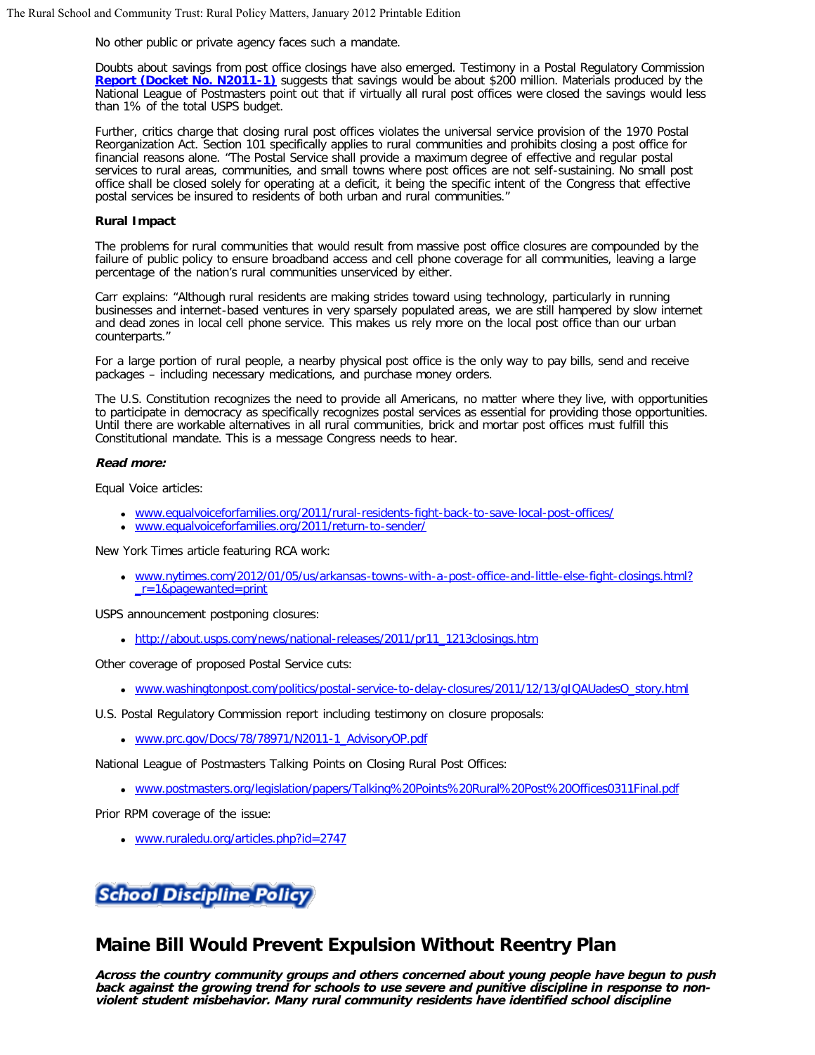No other public or private agency faces such a mandate.

Doubts about savings from post office closings have also emerged. Testimony in a Postal Regulatory Commission **Report (Docket No. N2011-1)** suggests that savings would be about $200 million. Materials produced by the National League of Postmasters point out that if virtually all rural post offices were closed the savings would less than 1% of the total USPS budget.

Further, critics charge that closing rural post offices violates the universal service provision of the 1970 Postal Reorganization Act. Section 101 specifically applies to rural communities and prohibits closing a post office for financial reasons alone. "The Postal Service shall provide a maximum degree of effective and regular postal services to rural areas, communities, and small towns where post offices are not self-sustaining. No small post office shall be closed solely for operating at a deficit, it being the specific intent of the Congress that effective postal services be insured to residents of both urban and rural communities."

**Rural Impact**

The problems for rural communities that would result from massive post office closures are compounded by the failure of public policy to ensure broadband access and cell phone coverage for all communities, leaving a large percentage of the nation's rural communities unserviced by either.

Carr explains: "Although rural residents are making strides toward using technology, particularly in running businesses and internet-based ventures in very sparsely populated areas, we are still hampered by slow internet and dead zones in local cell phone service. This makes us rely more on the local post office than our urban counterparts."

For a large portion of rural people, a nearby physical post office is the only way to pay bills, send and receive packages – including necessary medications, and purchase money orders.

The U.S. Constitution recognizes the need to provide all Americans, no matter where they live, with opportunities to participate in democracy as specifically recognizes postal services as essential for providing those opportunities. Until there are workable alternatives in all rural communities, brick and mortar post offices must fulfill this Constitutional mandate. This is a message Congress needs to hear.

***Read more:***

Equal Voice articles:

- www.equalvoiceforfamilies.org/2011/rural-residents-fight-back-to-save-local-post-offices/
- www.equalvoiceforfamilies.org/2011/return-to-sender/

New York Times article featuring RCA work:

- www.nytimes.com/2012/01/05/us/arkansas-towns-with-a-post-office-and-little-else-fight-closings.html?_r=1&pagewanted=print

USPS announcement postponing closures:

- http://about.usps.com/news/national-releases/2011/pr11_1213closings.htm

Other coverage of proposed Postal Service cuts:

- www.washingtonpost.com/politics/postal-service-to-delay-closures/2011/12/13/gIQAUadesO_story.html

U.S. Postal Regulatory Commission report including testimony on closure proposals:

- www.prc.gov/Docs/78/78971/N2011-1_AdvisoryOP.pdf

National League of Postmasters Talking Points on Closing Rural Post Offices:

- www.postmasters.org/legislation/papers/Talking%20Points%20Rural%20Post%20Offices0311Final.pdf

Prior RPM coverage of the issue:

- www.ruraledu.org/articles.php?id=2747

**School Discipline Policy**

## Maine Bill Would Prevent Expulsion Without Reentry Plan

***Across the country community groups and others concerned about young people have begun to push back against the growing trend for schools to use severe and punitive discipline in response to non-violent student misbehavior. Many rural community residents have identified school discipline***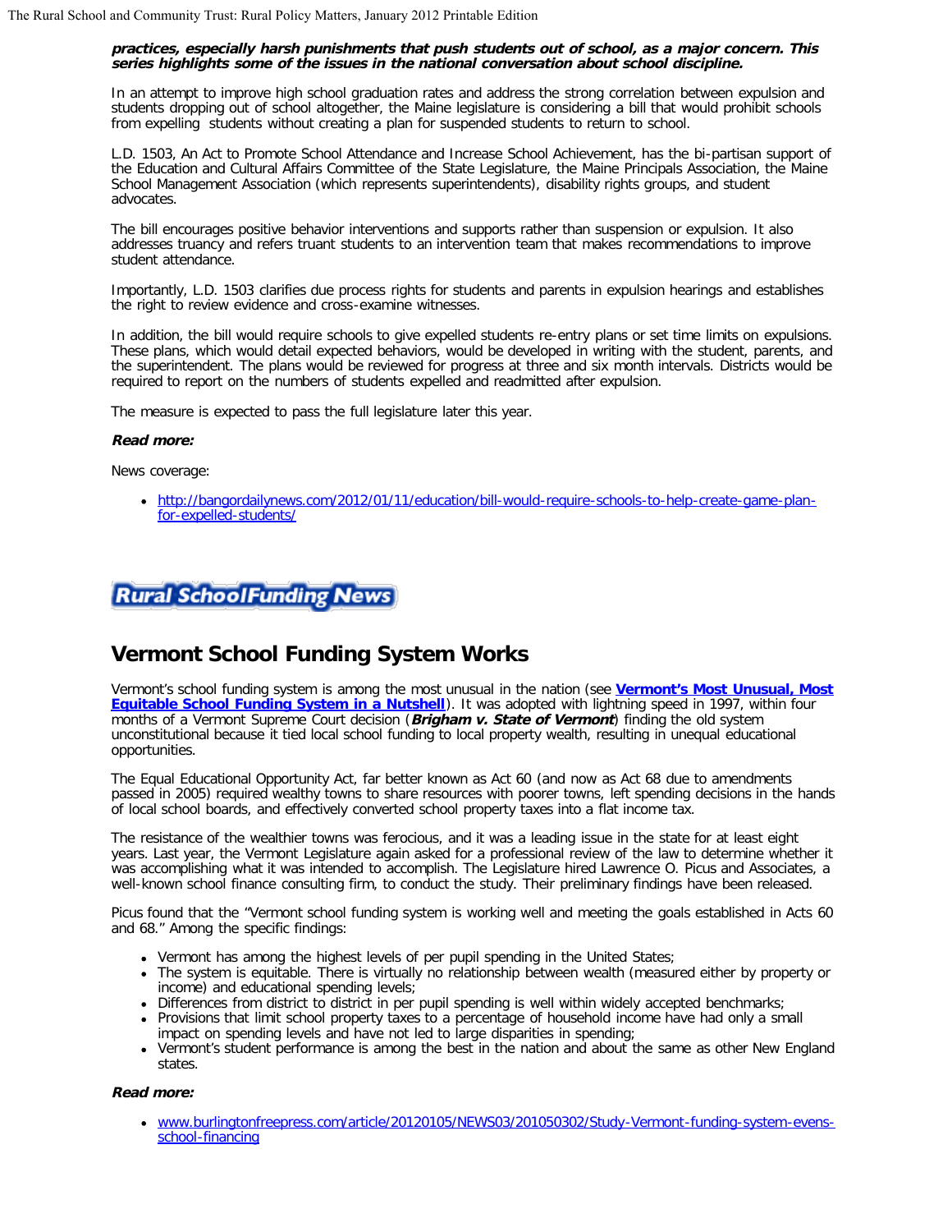***practices, especially harsh punishments that push students out of school, as a major concern. This series highlights some of the issues in the national conversation about school discipline.***

In an attempt to improve high school graduation rates and address the strong correlation between expulsion and students dropping out of school altogether, the Maine legislature is considering a bill that would prohibit schools from expelling students without creating a plan for suspended students to return to school.

L.D. 1503, An Act to Promote School Attendance and Increase School Achievement, has the bi-partisan support of the Education and Cultural Affairs Committee of the State Legislature, the Maine Principals Association, the Maine School Management Association (which represents superintendents), disability rights groups, and student advocates.

The bill encourages positive behavior interventions and supports rather than suspension or expulsion. It also addresses truancy and refers truant students to an intervention team that makes recommendations to improve student attendance.

Importantly, L.D. 1503 clarifies due process rights for students and parents in expulsion hearings and establishes the right to review evidence and cross-examine witnesses.

In addition, the bill would require schools to give expelled students re-entry plans or set time limits on expulsions. These plans, which would detail expected behaviors, would be developed in writing with the student, parents, and the superintendent. The plans would be reviewed for progress at three and six month intervals. Districts would be required to report on the numbers of students expelled and readmitted after expulsion.

The measure is expected to pass the full legislature later this year.

***Read more:***

News coverage:

- http://bangordailynews.com/2012/01/11/education/bill-would-require-schools-to-help-create-game-plan-for-expelled-students/

**Rural School Funding News**

## Vermont School Funding System Works

Vermont's school funding system is among the most unusual in the nation (see **Vermont's Most Unusual, Most Equitable School Funding System in a Nutshell**). It was adopted with lightning speed in 1997, within four months of a Vermont Supreme Court decision (***Brigham v. State of Vermont***) finding the old system unconstitutional because it tied local school funding to local property wealth, resulting in unequal educational opportunities.

The Equal Educational Opportunity Act, far better known as Act 60 (and now as Act 68 due to amendments passed in 2005) required wealthy towns to share resources with poorer towns, left spending decisions in the hands of local school boards, and effectively converted school property taxes into a flat income tax.

The resistance of the wealthier towns was ferocious, and it was a leading issue in the state for at least eight years. Last year, the Vermont Legislature again asked for a professional review of the law to determine whether it was accomplishing what it was intended to accomplish. The Legislature hired Lawrence O. Picus and Associates, a well-known school finance consulting firm, to conduct the study. Their preliminary findings have been released.

Picus found that the "Vermont school funding system is working well and meeting the goals established in Acts 60 and 68." Among the specific findings:

- Vermont has among the highest levels of per pupil spending in the United States;
- The system is equitable. There is virtually no relationship between wealth (measured either by property or income) and educational spending levels;
- Differences from district to district in per pupil spending is well within widely accepted benchmarks;
- Provisions that limit school property taxes to a percentage of household income have had only a small impact on spending levels and have not led to large disparities in spending;
- Vermont's student performance is among the best in the nation and about the same as other New England states.

***Read more:***

- www.burlingtonfreepress.com/article/20120105/NEWS03/201050302/Study-Vermont-funding-system-evens-school-financing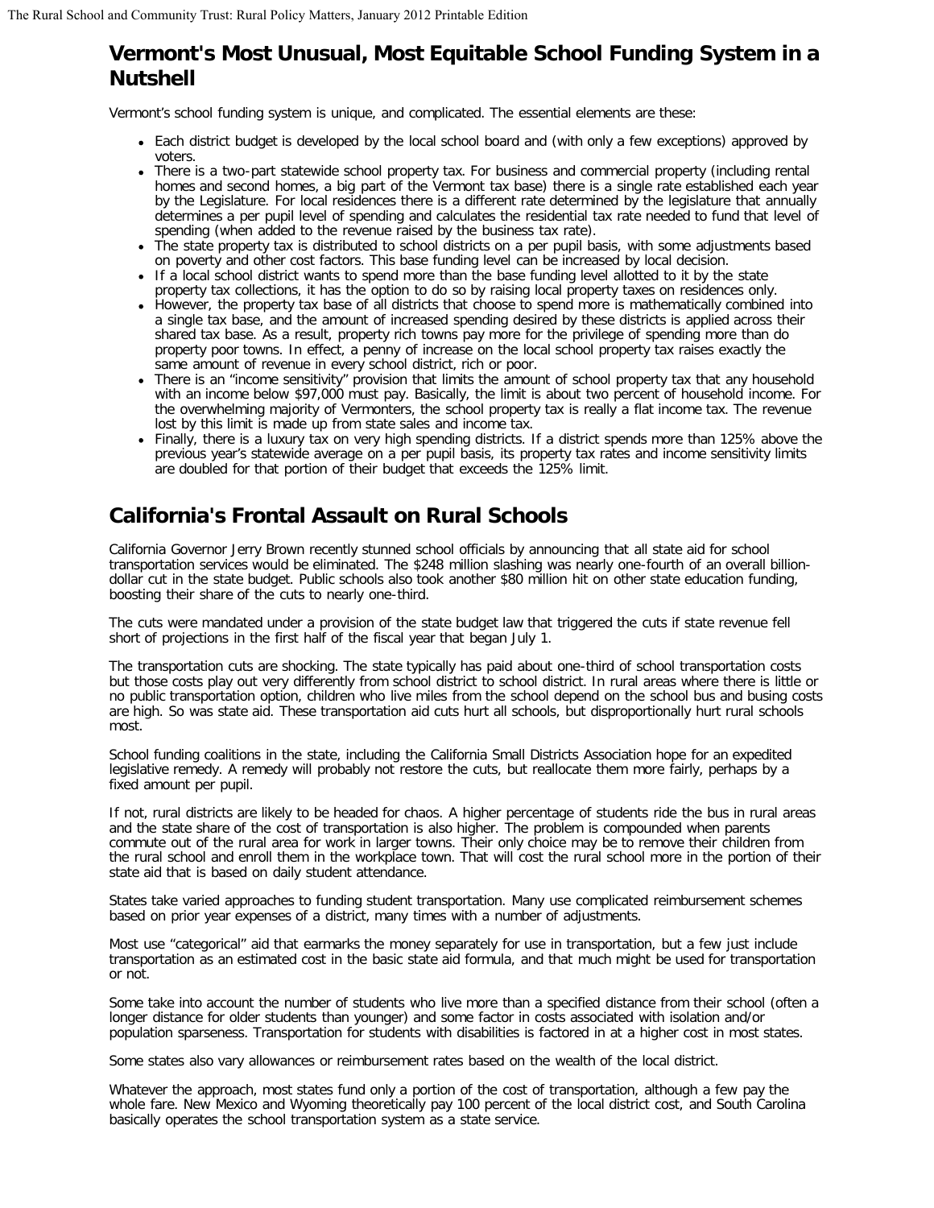## Vermont's Most Unusual, Most Equitable School Funding System in a Nutshell

Vermont's school funding system is unique, and complicated. The essential elements are these:

- Each district budget is developed by the local school board and (with only a few exceptions) approved by voters.
- There is a two-part statewide school property tax. For business and commercial property (including rental homes and second homes, a big part of the Vermont tax base) there is a single rate established each year by the Legislature. For local residences there is a different rate determined by the legislature that annually determines a per pupil level of spending and calculates the residential tax rate needed to fund that level of spending (when added to the revenue raised by the business tax rate).
- The state property tax is distributed to school districts on a per pupil basis, with some adjustments based on poverty and other cost factors. This base funding level can be increased by local decision.
- If a local school district wants to spend more than the base funding level allotted to it by the state property tax collections, it has the option to do so by raising local property taxes on residences only.
- However, the property tax base of all districts that choose to spend more is mathematically combined into a single tax base, and the amount of increased spending desired by these districts is applied across their shared tax base. As a result, property rich towns pay more for the privilege of spending more than do property poor towns. In effect, a penny of increase on the local school property tax raises exactly the same amount of revenue in every school district, rich or poor.
- There is an "income sensitivity" provision that limits the amount of school property tax that any household with an income below $97,000 must pay. Basically, the limit is about two percent of household income. For the overwhelming majority of Vermonters, the school property tax is really a flat income tax. The revenue lost by this limit is made up from state sales and income tax.
- Finally, there is a luxury tax on very high spending districts. If a district spends more than 125% above the previous year's statewide average on a per pupil basis, its property tax rates and income sensitivity limits are doubled for that portion of their budget that exceeds the 125% limit.

## California's Frontal Assault on Rural Schools

California Governor Jerry Brown recently stunned school officials by announcing that all state aid for school transportation services would be eliminated. The $248 million slashing was nearly one-fourth of an overall billion-dollar cut in the state budget. Public schools also took another $80 million hit on other state education funding, boosting their share of the cuts to nearly one-third.

The cuts were mandated under a provision of the state budget law that triggered the cuts if state revenue fell short of projections in the first half of the fiscal year that began July 1.

The transportation cuts are shocking. The state typically has paid about one-third of school transportation costs but those costs play out very differently from school district to school district. In rural areas where there is little or no public transportation option, children who live miles from the school depend on the school bus and busing costs are high. So was state aid. These transportation aid cuts hurt all schools, but disproportionally hurt rural schools most.

School funding coalitions in the state, including the California Small Districts Association hope for an expedited legislative remedy. A remedy will probably not restore the cuts, but reallocate them more fairly, perhaps by a fixed amount per pupil.

If not, rural districts are likely to be headed for chaos. A higher percentage of students ride the bus in rural areas and the state share of the cost of transportation is also higher. The problem is compounded when parents commute out of the rural area for work in larger towns. Their only choice may be to remove their children from the rural school and enroll them in the workplace town. That will cost the rural school more in the portion of their state aid that is based on daily student attendance.

States take varied approaches to funding student transportation. Many use complicated reimbursement schemes based on prior year expenses of a district, many times with a number of adjustments.

Most use "categorical" aid that earmarks the money separately for use in transportation, but a few just include transportation as an estimated cost in the basic state aid formula, and that much might be used for transportation or not.

Some take into account the number of students who live more than a specified distance from their school (often a longer distance for older students than younger) and some factor in costs associated with isolation and/or population sparseness. Transportation for students with disabilities is factored in at a higher cost in most states.

Some states also vary allowances or reimbursement rates based on the wealth of the local district.

Whatever the approach, most states fund only a portion of the cost of transportation, although a few pay the whole fare. New Mexico and Wyoming theoretically pay 100 percent of the local district cost, and South Carolina basically operates the school transportation system as a state service.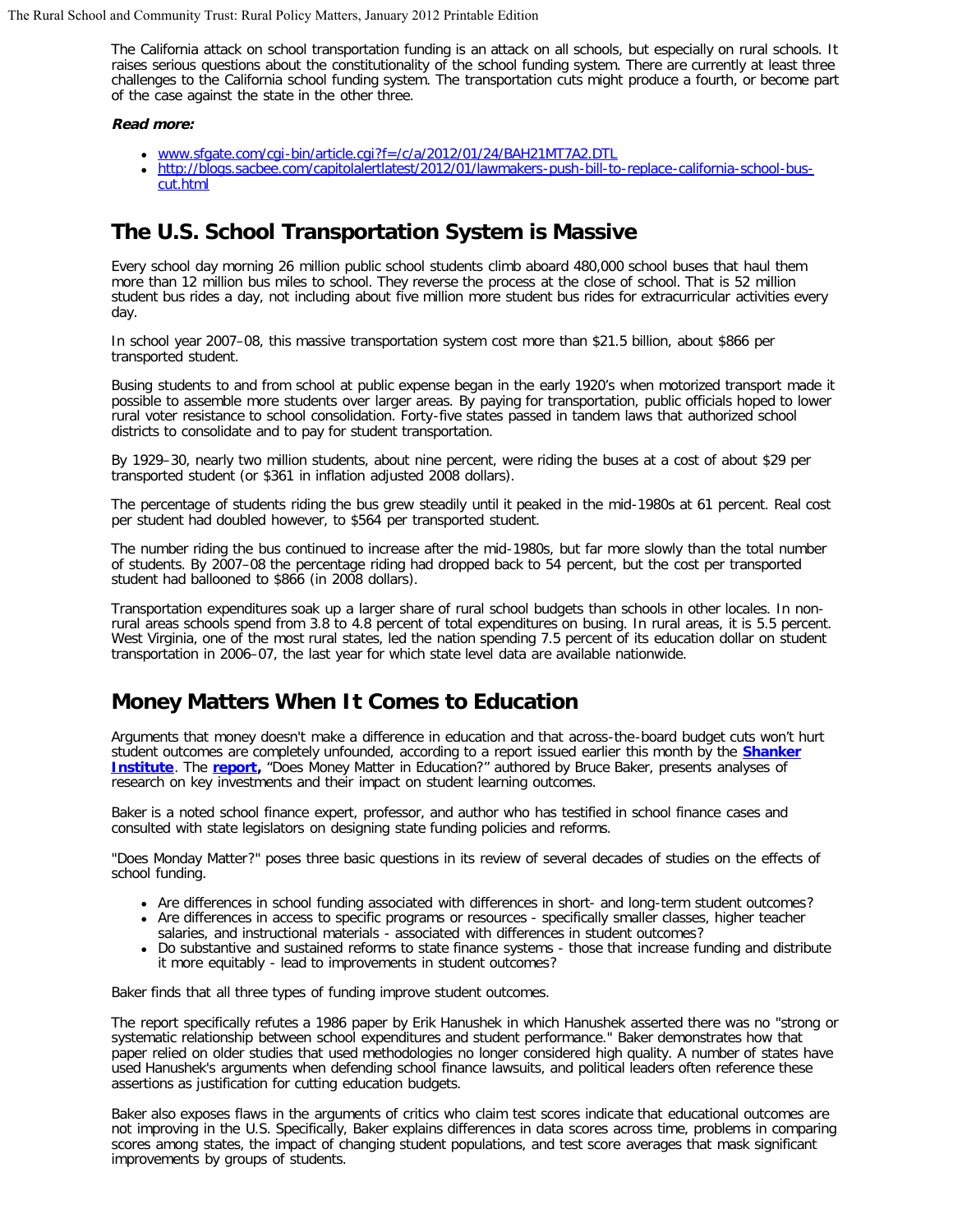The California attack on school transportation funding is an attack on all schools, but especially on rural schools. It raises serious questions about the constitutionality of the school funding system. There are currently at least three challenges to the California school funding system. The transportation cuts might produce a fourth, or become part of the case against the state in the other three.

***Read more:***

- [www.sfgate.com/cgi-bin/article.cgi?f=/c/a/2012/01/24/BAH21MT7A2.DTL](www.sfgate.com/cgi-bin/article.cgi?f=/c/a/2012/01/24/BAH21MT7A2.DTL)
- [http://blogs.sacbee.com/capitolalertlatest/2012/01/lawmakers-push-bill-to-replace-california-school-bus-cut.html](http://blogs.sacbee.com/capitolalertlatest/2012/01/lawmakers-push-bill-to-replace-california-school-bus-cut.html)

## The U.S. School Transportation System is Massive

Every school day morning 26 million public school students climb aboard 480,000 school buses that haul them more than 12 million bus miles to school. They reverse the process at the close of school. That is 52 million student bus rides a day, not including about five million more student bus rides for extracurricular activities every day.

In school year 2007–08, this massive transportation system cost more than $21.5 billion, about $866 per transported student.

Busing students to and from school at public expense began in the early 1920's when motorized transport made it possible to assemble more students over larger areas. By paying for transportation, public officials hoped to lower rural voter resistance to school consolidation. Forty-five states passed in tandem laws that authorized school districts to consolidate and to pay for student transportation.

By 1929–30, nearly two million students, about nine percent, were riding the buses at a cost of about $29 per transported student (or $361 in inflation adjusted 2008 dollars).

The percentage of students riding the bus grew steadily until it peaked in the mid-1980s at 61 percent. Real cost per student had doubled however, to $564 per transported student.

The number riding the bus continued to increase after the mid-1980s, but far more slowly than the total number of students. By 2007–08 the percentage riding had dropped back to 54 percent, but the cost per transported student had ballooned to $866 (in 2008 dollars).

Transportation expenditures soak up a larger share of rural school budgets than schools in other locales. In non-rural areas schools spend from 3.8 to 4.8 percent of total expenditures on busing. In rural areas, it is 5.5 percent. West Virginia, one of the most rural states, led the nation spending 7.5 percent of its education dollar on student transportation in 2006–07, the last year for which state level data are available nationwide.

## Money Matters When It Comes to Education

Arguments that money doesn't make a difference in education and that across-the-board budget cuts won't hurt student outcomes are completely unfounded, according to a report issued earlier this month by the **Shanker Institute**. The **report,** "Does Money Matter in Education?" authored by Bruce Baker, presents analyses of research on key investments and their impact on student learning outcomes.

Baker is a noted school finance expert, professor, and author who has testified in school finance cases and consulted with state legislators on designing state funding policies and reforms.

"Does Monday Matter?" poses three basic questions in its review of several decades of studies on the effects of school funding.

- Are differences in school funding associated with differences in short- and long-term student outcomes?
- Are differences in access to specific programs or resources - specifically smaller classes, higher teacher salaries, and instructional materials - associated with differences in student outcomes?
- Do substantive and sustained reforms to state finance systems - those that increase funding and distribute it more equitably - lead to improvements in student outcomes?

Baker finds that all three types of funding improve student outcomes.

The report specifically refutes a 1986 paper by Erik Hanushek in which Hanushek asserted there was no "strong or systematic relationship between school expenditures and student performance." Baker demonstrates how that paper relied on older studies that used methodologies no longer considered high quality. A number of states have used Hanushek's arguments when defending school finance lawsuits, and political leaders often reference these assertions as justification for cutting education budgets.

Baker also exposes flaws in the arguments of critics who claim test scores indicate that educational outcomes are not improving in the U.S. Specifically, Baker explains differences in data scores across time, problems in comparing scores among states, the impact of changing student populations, and test score averages that mask significant improvements by groups of students.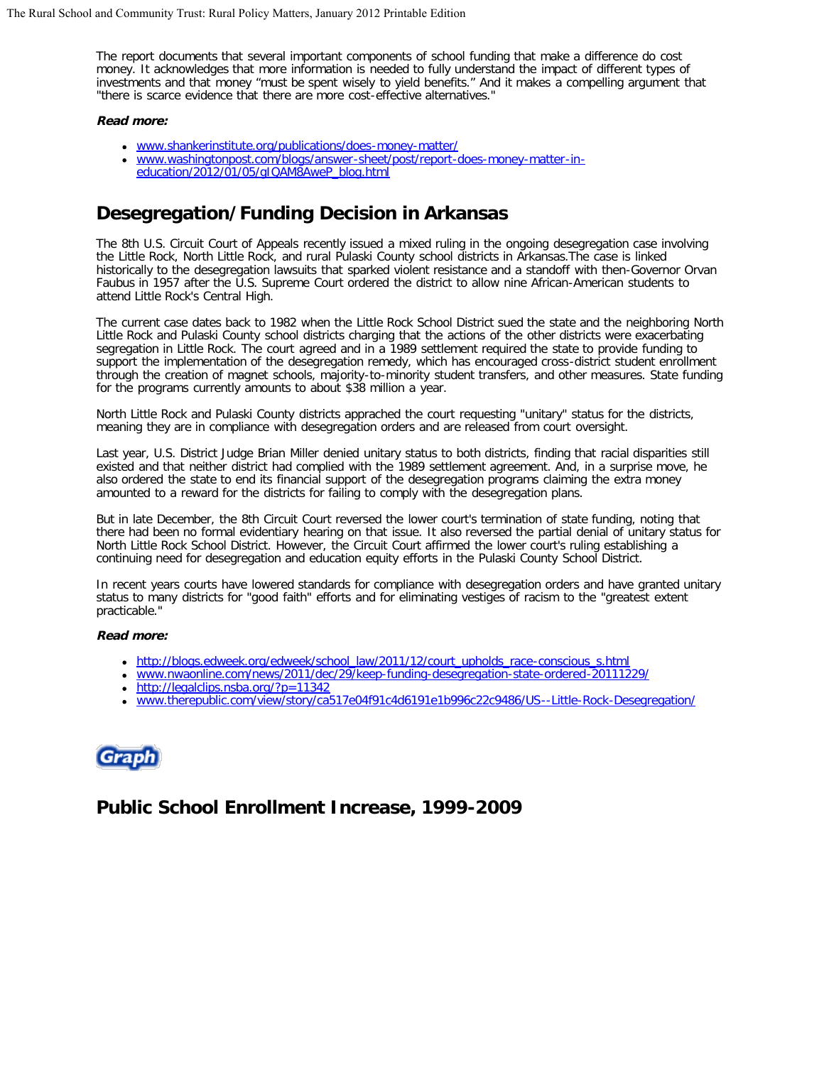The report documents that several important components of school funding that make a difference do cost money. It acknowledges that more information is needed to fully understand the impact of different types of investments and that money "must be spent wisely to yield benefits." And it makes a compelling argument that "there is scarce evidence that there are more cost-effective alternatives."

***Read more:***

- www.shankerinstitute.org/publications/does-money-matter/
- www.washingtonpost.com/blogs/answer-sheet/post/report-does-money-matter-in-education/2012/01/05/gIQAM8AweP_blog.html

## Desegregation/Funding Decision in Arkansas

The 8th U.S. Circuit Court of Appeals recently issued a mixed ruling in the ongoing desegregation case involving the Little Rock, North Little Rock, and rural Pulaski County school districts in Arkansas.The case is linked historically to the desegregation lawsuits that sparked violent resistance and a standoff with then-Governor Orvan Faubus in 1957 after the U.S. Supreme Court ordered the district to allow nine African-American students to attend Little Rock's Central High.

The current case dates back to 1982 when the Little Rock School District sued the state and the neighboring North Little Rock and Pulaski County school districts charging that the actions of the other districts were exacerbating segregation in Little Rock. The court agreed and in a 1989 settlement required the state to provide funding to support the implementation of the desegregation remedy, which has encouraged cross-district student enrollment through the creation of magnet schools, majority-to-minority student transfers, and other measures. State funding for the programs currently amounts to about $38 million a year.

North Little Rock and Pulaski County districts apprached the court requesting "unitary" status for the districts, meaning they are in compliance with desegregation orders and are released from court oversight.

Last year, U.S. District Judge Brian Miller denied unitary status to both districts, finding that racial disparities still existed and that neither district had complied with the 1989 settlement agreement. And, in a surprise move, he also ordered the state to end its financial support of the desegregation programs claiming the extra money amounted to a reward for the districts for failing to comply with the desegregation plans.

But in late December, the 8th Circuit Court reversed the lower court's termination of state funding, noting that there had been no formal evidentiary hearing on that issue. It also reversed the partial denial of unitary status for North Little Rock School District. However, the Circuit Court affirmed the lower court's ruling establishing a continuing need for desegregation and education equity efforts in the Pulaski County School District.

In recent years courts have lowered standards for compliance with desegregation orders and have granted unitary status to many districts for "good faith" efforts and for eliminating vestiges of racism to the "greatest extent practicable."

***Read more:***

- http://blogs.edweek.org/edweek/school_law/2011/12/court_upholds_race-conscious_s.html
- www.nwaonline.com/news/2011/dec/29/keep-funding-desegregation-state-ordered-20111229/
- http://legalclips.nsba.org/?p=11342
- www.therepublic.com/view/story/ca517e04f91c4d6191e1b996c22c9486/US--Little-Rock-Desegregation/

Graph

## Public School Enrollment Increase, 1999-2009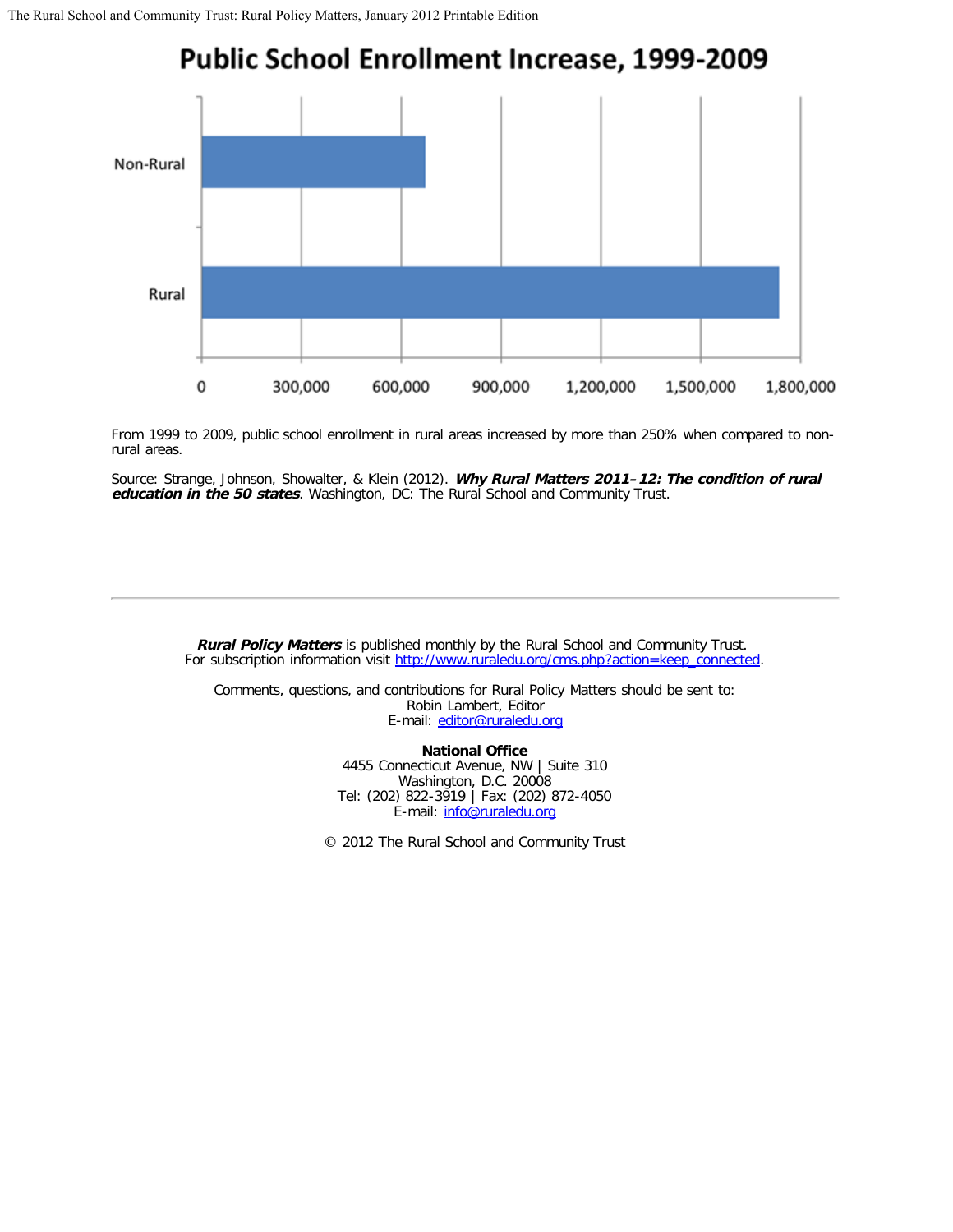## Public School Enrollment Increase, 1999-2009

Non-Rural

Rural

0
300,000
600,000
900,000
1,200,000
1,500,000
1,800,000

From 1999 to 2009, public school enrollment in rural areas increased by more than 250% when compared to non-rural areas.

Source: Strange, Johnson, Showalter, & Klein (2012). ***Why Rural Matters 2011–12: The condition of rural education in the 50 states***. Washington, DC: The Rural School and Community Trust.

---

***Rural Policy Matters*** is published monthly by the Rural School and Community Trust.
For subscription information visit http://www.ruraledu.org/cms.php?action=keep_connected.

Comments, questions, and contributions for Rural Policy Matters should be sent to:
Robin Lambert, Editor
E-mail: editor@ruraledu.org

**National Office**
4455 Connecticut Avenue, NW | Suite 310
Washington, D.C. 20008
Tel: (202) 822-3919 | Fax: (202) 872-4050
E-mail: info@ruraledu.org

© 2012 The Rural School and Community Trust